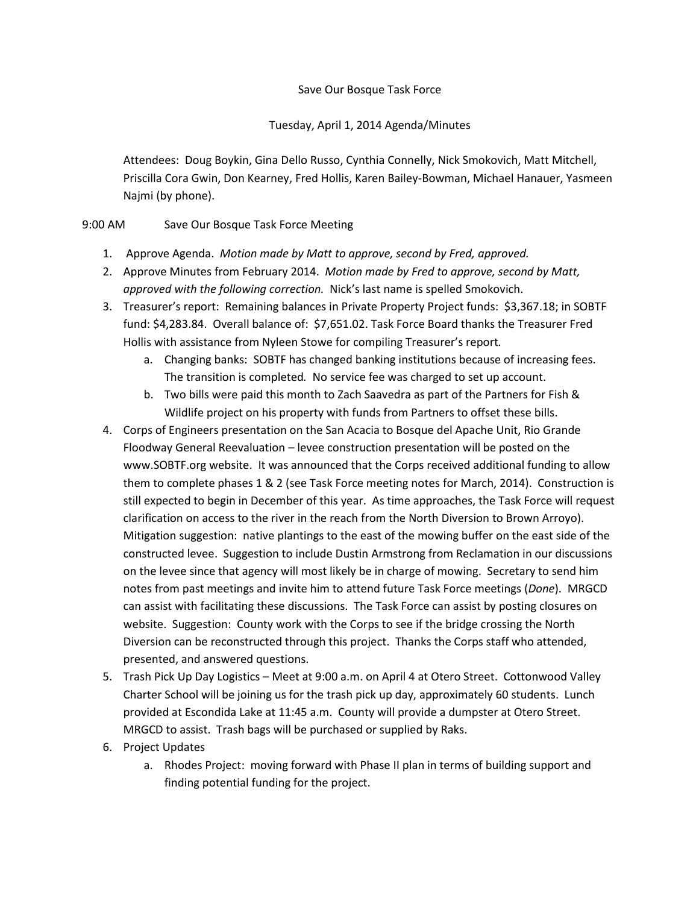Save Our Bosque Task Force

Tuesday, April 1, 2014 Agenda/Minutes

Attendees: Doug Boykin, Gina Dello Russo, Cynthia Connelly, Nick Smokovich, Matt Mitchell, Priscilla Cora Gwin, Don Kearney, Fred Hollis, Karen Bailey-Bowman, Michael Hanauer, Yasmeen Najmi (by phone).

9:00 AM Save Our Bosque Task Force Meeting

1. Approve Agenda. *Motion made by Matt to approve, second by Fred, approved.*
2. Approve Minutes from February 2014. *Motion made by Fred to approve, second by Matt, approved with the following correction.* Nick's last name is spelled Smokovich.
3. Treasurer's report: Remaining balances in Private Property Project funds: $3,367.18; in SOBTF fund: $4,283.84. Overall balance of: $7,651.02. Task Force Board thanks the Treasurer Fred Hollis with assistance from Nyleen Stowe for compiling Treasurer's report.
   a. Changing banks: SOBTF has changed banking institutions because of increasing fees. The transition is completed. No service fee was charged to set up account.
   b. Two bills were paid this month to Zach Saavedra as part of the Partners for Fish & Wildlife project on his property with funds from Partners to offset these bills.
4. Corps of Engineers presentation on the San Acacia to Bosque del Apache Unit, Rio Grande Floodway General Reevaluation – levee construction presentation will be posted on the www.SOBTF.org website. It was announced that the Corps received additional funding to allow them to complete phases 1 & 2 (see Task Force meeting notes for March, 2014). Construction is still expected to begin in December of this year. As time approaches, the Task Force will request clarification on access to the river in the reach from the North Diversion to Brown Arroyo). Mitigation suggestion: native plantings to the east of the mowing buffer on the east side of the constructed levee. Suggestion to include Dustin Armstrong from Reclamation in our discussions on the levee since that agency will most likely be in charge of mowing. Secretary to send him notes from past meetings and invite him to attend future Task Force meetings (*Done*). MRGCD can assist with facilitating these discussions. The Task Force can assist by posting closures on website. Suggestion: County work with the Corps to see if the bridge crossing the North Diversion can be reconstructed through this project. Thanks the Corps staff who attended, presented, and answered questions.
5. Trash Pick Up Day Logistics – Meet at 9:00 a.m. on April 4 at Otero Street. Cottonwood Valley Charter School will be joining us for the trash pick up day, approximately 60 students. Lunch provided at Escondida Lake at 11:45 a.m. County will provide a dumpster at Otero Street. MRGCD to assist. Trash bags will be purchased or supplied by Raks.
6. Project Updates
   a. Rhodes Project: moving forward with Phase II plan in terms of building support and finding potential funding for the project.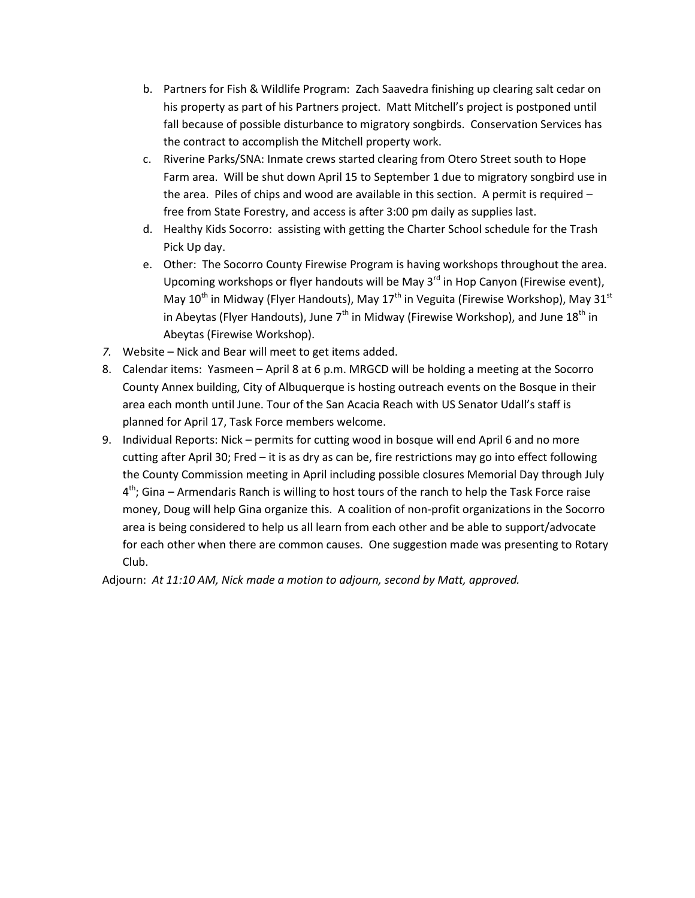b. Partners for Fish & Wildlife Program: Zach Saavedra finishing up clearing salt cedar on his property as part of his Partners project. Matt Mitchell's project is postponed until fall because of possible disturbance to migratory songbirds. Conservation Services has the contract to accomplish the Mitchell property work.
c. Riverine Parks/SNA: Inmate crews started clearing from Otero Street south to Hope Farm area. Will be shut down April 15 to September 1 due to migratory songbird use in the area. Piles of chips and wood are available in this section. A permit is required – free from State Forestry, and access is after 3:00 pm daily as supplies last.
d. Healthy Kids Socorro: assisting with getting the Charter School schedule for the Trash Pick Up day.
e. Other: The Socorro County Firewise Program is having workshops throughout the area. Upcoming workshops or flyer handouts will be May 3rd in Hop Canyon (Firewise event), May 10th in Midway (Flyer Handouts), May 17th in Veguita (Firewise Workshop), May 31st in Abeytas (Flyer Handouts), June 7th in Midway (Firewise Workshop), and June 18th in Abeytas (Firewise Workshop).

7. Website – Nick and Bear will meet to get items added.
8. Calendar items: Yasmeen – April 8 at 6 p.m. MRGCD will be holding a meeting at the Socorro County Annex building, City of Albuquerque is hosting outreach events on the Bosque in their area each month until June. Tour of the San Acacia Reach with US Senator Udall's staff is planned for April 17, Task Force members welcome.
9. Individual Reports: Nick – permits for cutting wood in bosque will end April 6 and no more cutting after April 30; Fred – it is as dry as can be, fire restrictions may go into effect following the County Commission meeting in April including possible closures Memorial Day through July 4th; Gina – Armendaris Ranch is willing to host tours of the ranch to help the Task Force raise money, Doug will help Gina organize this. A coalition of non-profit organizations in the Socorro area is being considered to help us all learn from each other and be able to support/advocate for each other when there are common causes. One suggestion made was presenting to Rotary Club.

Adjourn: *At 11:10 AM, Nick made a motion to adjourn, second by Matt, approved.*